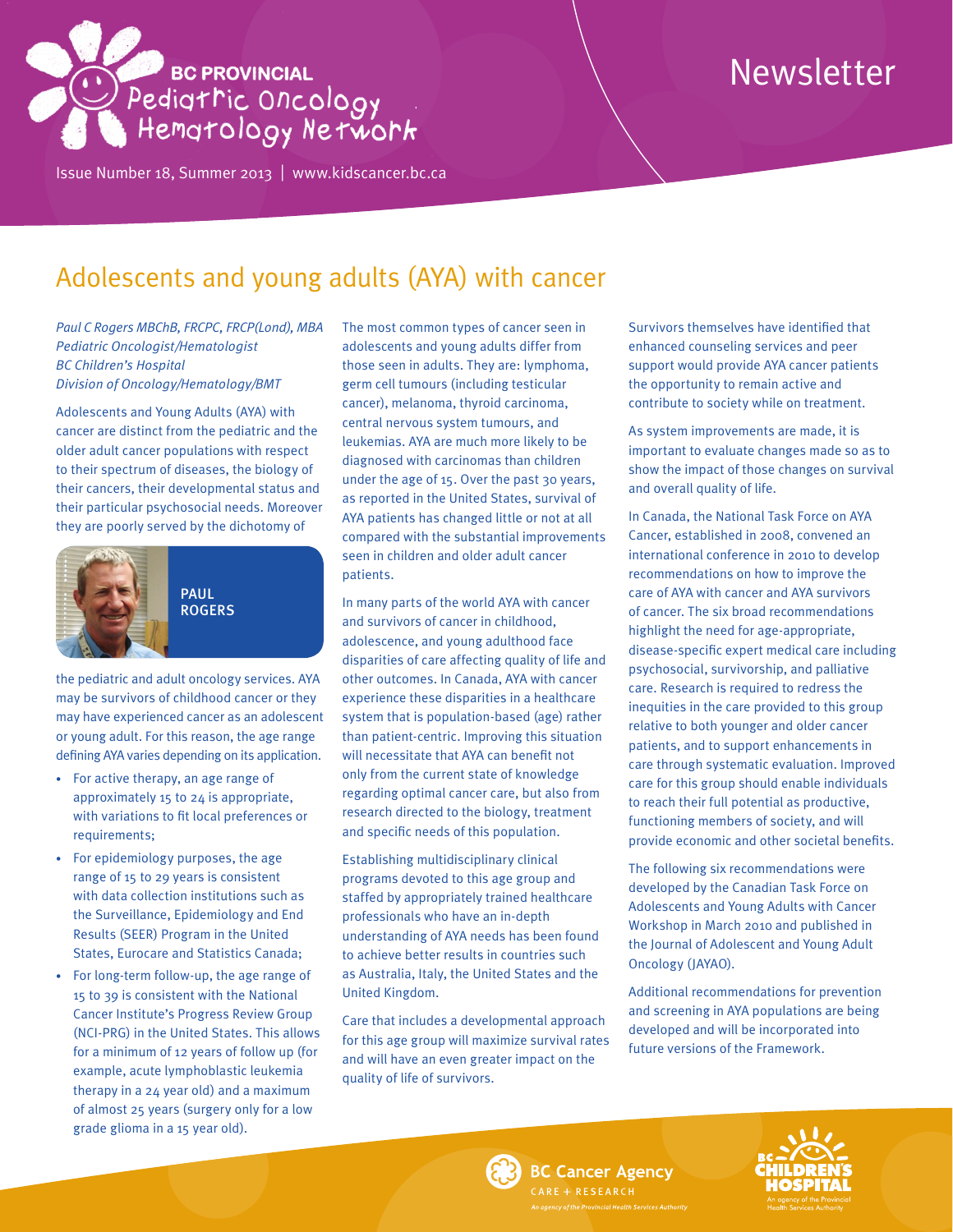# BC PROVINCIAL Pediatric Oncology Hematology Network

# Newsletter

Issue Number 18, Summer 2013 | www.kidscancer.bc.ca

## Adolescents and young adults (AYA) with cancer

*Paul C Rogers MBChB, FRCPC, FRCP(Lond), MBA*
*Pediatric Oncologist/Hematologist*
*BC Children's Hospital*
*Division of Oncology/Hematology/BMT*

Adolescents and Young Adults (AYA) with cancer are distinct from the pediatric and the older adult cancer populations with respect to their spectrum of diseases, the biology of their cancers, their developmental status and their particular psychosocial needs. Moreover they are poorly served by the dichotomy of the pediatric and adult oncology services. AYA may be survivors of childhood cancer or they may have experienced cancer as an adolescent or young adult. For this reason, the age range defining AYA varies depending on its application.

PAUL ROGERS

- For active therapy, an age range of approximately 15 to 24 is appropriate, with variations to fit local preferences or requirements;
- For epidemiology purposes, the age range of 15 to 29 years is consistent with data collection institutions such as the Surveillance, Epidemiology and End Results (SEER) Program in the United States, Eurocare and Statistics Canada;
- For long-term follow-up, the age range of 15 to 39 is consistent with the National Cancer Institute's Progress Review Group (NCI-PRG) in the United States. This allows for a minimum of 12 years of follow up (for example, acute lymphoblastic leukemia therapy in a 24 year old) and a maximum of almost 25 years (surgery only for a low grade glioma in a 15 year old).

The most common types of cancer seen in adolescents and young adults differ from those seen in adults. They are: lymphoma, germ cell tumours (including testicular cancer), melanoma, thyroid carcinoma, central nervous system tumours, and leukemias. AYA are much more likely to be diagnosed with carcinomas than children under the age of 15. Over the past 30 years, as reported in the United States, survival of AYA patients has changed little or not at all compared with the substantial improvements seen in children and older adult cancer patients.

In many parts of the world AYA with cancer and survivors of cancer in childhood, adolescence, and young adulthood face disparities of care affecting quality of life and other outcomes. In Canada, AYA with cancer experience these disparities in a healthcare system that is population-based (age) rather than patient-centric. Improving this situation will necessitate that AYA can benefit not only from the current state of knowledge regarding optimal cancer care, but also from research directed to the biology, treatment and specific needs of this population.

Establishing multidisciplinary clinical programs devoted to this age group and staffed by appropriately trained healthcare professionals who have an in-depth understanding of AYA needs has been found to achieve better results in countries such as Australia, Italy, the United States and the United Kingdom.

Care that includes a developmental approach for this age group will maximize survival rates and will have an even greater impact on the quality of life of survivors.

Survivors themselves have identified that enhanced counseling services and peer support would provide AYA cancer patients the opportunity to remain active and contribute to society while on treatment.

As system improvements are made, it is important to evaluate changes made so as to show the impact of those changes on survival and overall quality of life.

In Canada, the National Task Force on AYA Cancer, established in 2008, convened an international conference in 2010 to develop recommendations on how to improve the care of AYA with cancer and AYA survivors of cancer. The six broad recommendations highlight the need for age-appropriate, disease-specific expert medical care including psychosocial, survivorship, and palliative care. Research is required to redress the inequities in the care provided to this group relative to both younger and older cancer patients, and to support enhancements in care through systematic evaluation. Improved care for this group should enable individuals to reach their full potential as productive, functioning members of society, and will provide economic and other societal benefits.

The following six recommendations were developed by the Canadian Task Force on Adolescents and Young Adults with Cancer Workshop in March 2010 and published in the Journal of Adolescent and Young Adult Oncology (JAYAO).

Additional recommendations for prevention and screening in AYA populations are being developed and will be incorporated into future versions of the Framework.

BC Cancer Agency CARE + RESEARCH — An agency of the Provincial Health Services Authority

BC Children's Hospital — An agency of the Provincial Health Services Authority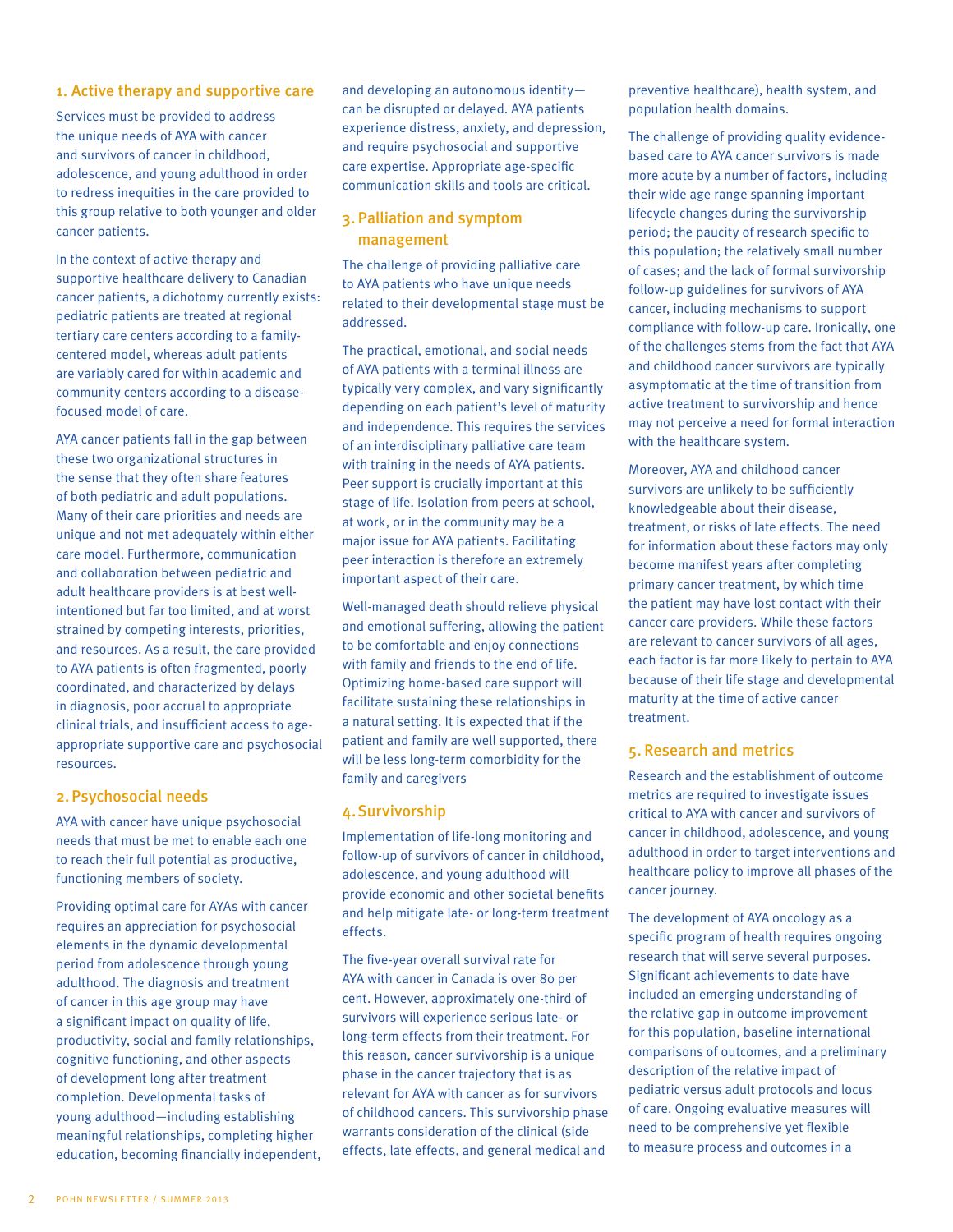## 1. Active therapy and supportive care

Services must be provided to address the unique needs of AYA with cancer and survivors of cancer in childhood, adolescence, and young adulthood in order to redress inequities in the care provided to this group relative to both younger and older cancer patients.

In the context of active therapy and supportive healthcare delivery to Canadian cancer patients, a dichotomy currently exists: pediatric patients are treated at regional tertiary care centers according to a family-centered model, whereas adult patients are variably cared for within academic and community centers according to a disease-focused model of care.

AYA cancer patients fall in the gap between these two organizational structures in the sense that they often share features of both pediatric and adult populations. Many of their care priorities and needs are unique and not met adequately within either care model. Furthermore, communication and collaboration between pediatric and adult healthcare providers is at best well-intentioned but far too limited, and at worst strained by competing interests, priorities, and resources. As a result, the care provided to AYA patients is often fragmented, poorly coordinated, and characterized by delays in diagnosis, poor accrual to appropriate clinical trials, and insufficient access to age-appropriate supportive care and psychosocial resources.

## 2. Psychosocial needs

AYA with cancer have unique psychosocial needs that must be met to enable each one to reach their full potential as productive, functioning members of society.

Providing optimal care for AYAs with cancer requires an appreciation for psychosocial elements in the dynamic developmental period from adolescence through young adulthood. The diagnosis and treatment of cancer in this age group may have a significant impact on quality of life, productivity, social and family relationships, cognitive functioning, and other aspects of development long after treatment completion. Developmental tasks of young adulthood—including establishing meaningful relationships, completing higher education, becoming financially independent, and developing an autonomous identity—can be disrupted or delayed. AYA patients experience distress, anxiety, and depression, and require psychosocial and supportive care expertise. Appropriate age-specific communication skills and tools are critical.

## 3. Palliation and symptom management

The challenge of providing palliative care to AYA patients who have unique needs related to their developmental stage must be addressed.

The practical, emotional, and social needs of AYA patients with a terminal illness are typically very complex, and vary significantly depending on each patient's level of maturity and independence. This requires the services of an interdisciplinary palliative care team with training in the needs of AYA patients. Peer support is crucially important at this stage of life. Isolation from peers at school, at work, or in the community may be a major issue for AYA patients. Facilitating peer interaction is therefore an extremely important aspect of their care.

Well-managed death should relieve physical and emotional suffering, allowing the patient to be comfortable and enjoy connections with family and friends to the end of life. Optimizing home-based care support will facilitate sustaining these relationships in a natural setting. It is expected that if the patient and family are well supported, there will be less long-term comorbidity for the family and caregivers

## 4. Survivorship

Implementation of life-long monitoring and follow-up of survivors of cancer in childhood, adolescence, and young adulthood will provide economic and other societal benefits and help mitigate late- or long-term treatment effects.

The five-year overall survival rate for AYA with cancer in Canada is over 80 per cent. However, approximately one-third of survivors will experience serious late- or long-term effects from their treatment. For this reason, cancer survivorship is a unique phase in the cancer trajectory that is as relevant for AYA with cancer as for survivors of childhood cancers. This survivorship phase warrants consideration of the clinical (side effects, late effects, and general medical and preventive healthcare), health system, and population health domains.

The challenge of providing quality evidence-based care to AYA cancer survivors is made more acute by a number of factors, including their wide age range spanning important lifecycle changes during the survivorship period; the paucity of research specific to this population; the relatively small number of cases; and the lack of formal survivorship follow-up guidelines for survivors of AYA cancer, including mechanisms to support compliance with follow-up care. Ironically, one of the challenges stems from the fact that AYA and childhood cancer survivors are typically asymptomatic at the time of transition from active treatment to survivorship and hence may not perceive a need for formal interaction with the healthcare system.

Moreover, AYA and childhood cancer survivors are unlikely to be sufficiently knowledgeable about their disease, treatment, or risks of late effects. The need for information about these factors may only become manifest years after completing primary cancer treatment, by which time the patient may have lost contact with their cancer care providers. While these factors are relevant to cancer survivors of all ages, each factor is far more likely to pertain to AYA because of their life stage and developmental maturity at the time of active cancer treatment.

## 5. Research and metrics

Research and the establishment of outcome metrics are required to investigate issues critical to AYA with cancer and survivors of cancer in childhood, adolescence, and young adulthood in order to target interventions and healthcare policy to improve all phases of the cancer journey.

The development of AYA oncology as a specific program of health requires ongoing research that will serve several purposes. Significant achievements to date have included an emerging understanding of the relative gap in outcome improvement for this population, baseline international comparisons of outcomes, and a preliminary description of the relative impact of pediatric versus adult protocols and locus of care. Ongoing evaluative measures will need to be comprehensive yet flexible to measure process and outcomes in a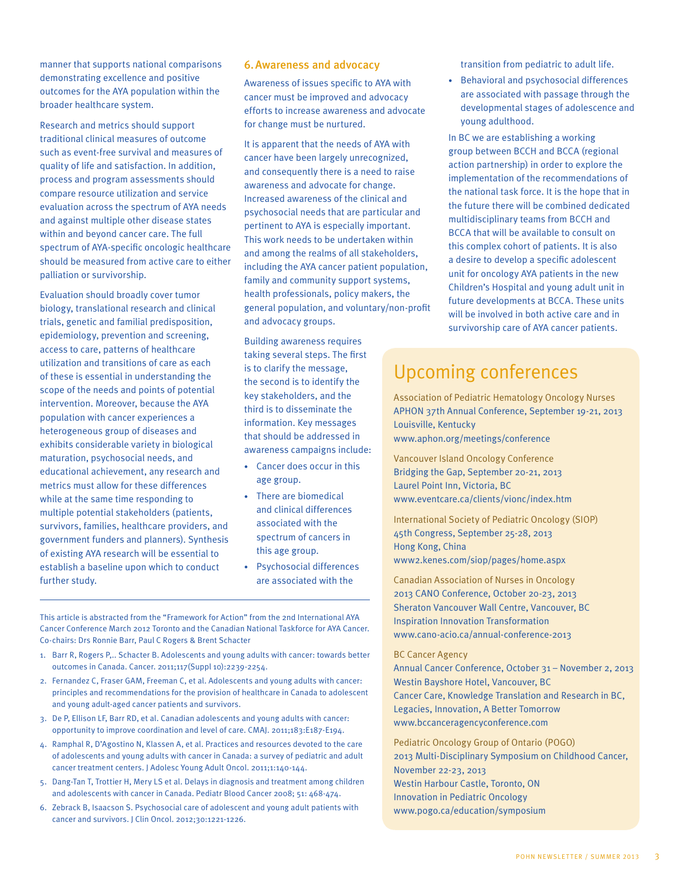manner that supports national comparisons demonstrating excellence and positive outcomes for the AYA population within the broader healthcare system.

Research and metrics should support traditional clinical measures of outcome such as event-free survival and measures of quality of life and satisfaction. In addition, process and program assessments should compare resource utilization and service evaluation across the spectrum of AYA needs and against multiple other disease states within and beyond cancer care. The full spectrum of AYA-specific oncologic healthcare should be measured from active care to either palliation or survivorship.

Evaluation should broadly cover tumor biology, translational research and clinical trials, genetic and familial predisposition, epidemiology, prevention and screening, access to care, patterns of healthcare utilization and transitions of care as each of these is essential in understanding the scope of the needs and points of potential intervention. Moreover, because the AYA population with cancer experiences a heterogeneous group of diseases and exhibits considerable variety in biological maturation, psychosocial needs, and educational achievement, any research and metrics must allow for these differences while at the same time responding to multiple potential stakeholders (patients, survivors, families, healthcare providers, and government funders and planners). Synthesis of existing AYA research will be essential to establish a baseline upon which to conduct further study.

## 6. Awareness and advocacy

Awareness of issues specific to AYA with cancer must be improved and advocacy efforts to increase awareness and advocate for change must be nurtured.

It is apparent that the needs of AYA with cancer have been largely unrecognized, and consequently there is a need to raise awareness and advocate for change. Increased awareness of the clinical and psychosocial needs that are particular and pertinent to AYA is especially important. This work needs to be undertaken within and among the realms of all stakeholders, including the AYA cancer patient population, family and community support systems, health professionals, policy makers, the general population, and voluntary/non-profit and advocacy groups.

Building awareness requires taking several steps. The first is to clarify the message, the second is to identify the key stakeholders, and the third is to disseminate the information. Key messages that should be addressed in awareness campaigns include:

- Cancer does occur in this age group.
- There are biomedical and clinical differences associated with the spectrum of cancers in this age group.
- Psychosocial differences are associated with the transition from pediatric to adult life.
- Behavioral and psychosocial differences are associated with passage through the developmental stages of adolescence and young adulthood.

In BC we are establishing a working group between BCCH and BCCA (regional action partnership) in order to explore the implementation of the recommendations of the national task force. It is the hope that in the future there will be combined dedicated multidisciplinary teams from BCCH and BCCA that will be available to consult on this complex cohort of patients. It is also a desire to develop a specific adolescent unit for oncology AYA patients in the new Children's Hospital and young adult unit in future developments at BCCA. These units will be involved in both active care and in survivorship care of AYA cancer patients.

This article is abstracted from the "Framework for Action" from the 2nd International AYA Cancer Conference March 2012 Toronto and the Canadian National Taskforce for AYA Cancer. Co-chairs: Drs Ronnie Barr, Paul C Rogers & Brent Schacter

1. Barr R, Rogers P,.. Schacter B. Adolescents and young adults with cancer: towards better outcomes in Canada. Cancer. 2011;117(Suppl 10):2239-2254.
2. Fernandez C, Fraser GAM, Freeman C, et al. Adolescents and young adults with cancer: principles and recommendations for the provision of healthcare in Canada to adolescent and young adult-aged cancer patients and survivors.
3. De P, Ellison LF, Barr RD, et al. Canadian adolescents and young adults with cancer: opportunity to improve coordination and level of care. CMAJ. 2011;183:E187-E194.
4. Ramphal R, D'Agostino N, Klassen A, et al. Practices and resources devoted to the care of adolescents and young adults with cancer in Canada: a survey of pediatric and adult cancer treatment centers. J Adolesc Young Adult Oncol. 2011;1:140-144.
5. Dang-Tan T, Trottier H, Mery LS et al. Delays in diagnosis and treatment among children and adolescents with cancer in Canada. Pediatr Blood Cancer 2008; 51: 468-474.
6. Zebrack B, Isaacson S. Psychosocial care of adolescent and young adult patients with cancer and survivors. J Clin Oncol. 2012;30:1221-1226.

## Upcoming conferences

Association of Pediatric Hematology Oncology Nurses
APHON 37th Annual Conference, September 19-21, 2013
Louisville, Kentucky
www.aphon.org/meetings/conference

Vancouver Island Oncology Conference
Bridging the Gap, September 20-21, 2013
Laurel Point Inn, Victoria, BC
www.eventcare.ca/clients/vionc/index.htm

International Society of Pediatric Oncology (SIOP)
45th Congress, September 25-28, 2013
Hong Kong, China
www2.kenes.com/siop/pages/home.aspx

Canadian Association of Nurses in Oncology
2013 CANO Conference, October 20-23, 2013
Sheraton Vancouver Wall Centre, Vancouver, BC
Inspiration Innovation Transformation
www.cano-acio.ca/annual-conference-2013

BC Cancer Agency
Annual Cancer Conference, October 31 – November 2, 2013
Westin Bayshore Hotel, Vancouver, BC
Cancer Care, Knowledge Translation and Research in BC, Legacies, Innovation, A Better Tomorrow
www.bccanceragencyconference.com

Pediatric Oncology Group of Ontario (POGO)
2013 Multi-Disciplinary Symposium on Childhood Cancer, November 22-23, 2013
Westin Harbour Castle, Toronto, ON
Innovation in Pediatric Oncology
www.pogo.ca/education/symposium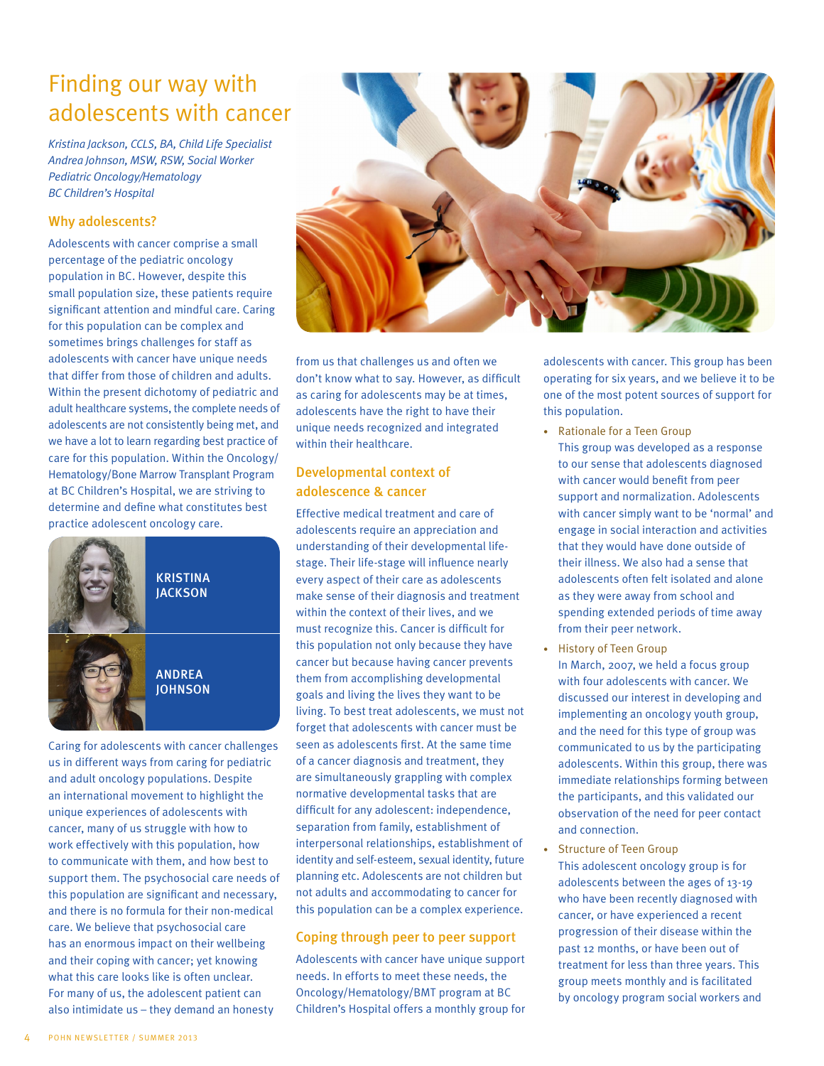# Finding our way with adolescents with cancer

*Kristina Jackson, CCLS, BA, Child Life Specialist*
*Andrea Johnson, MSW, RSW, Social Worker*
*Pediatric Oncology/Hematology*
*BC Children's Hospital*

## Why adolescents?

Adolescents with cancer comprise a small percentage of the pediatric oncology population in BC. However, despite this small population size, these patients require significant attention and mindful care. Caring for this population can be complex and sometimes brings challenges for staff as adolescents with cancer have unique needs that differ from those of children and adults. Within the present dichotomy of pediatric and adult healthcare systems, the complete needs of adolescents are not consistently being met, and we have a lot to learn regarding best practice of care for this population. Within the Oncology/Hematology/Bone Marrow Transplant Program at BC Children's Hospital, we are striving to determine and define what constitutes best practice adolescent oncology care.

KRISTINA JACKSON

ANDREA JOHNSON

Caring for adolescents with cancer challenges us in different ways from caring for pediatric and adult oncology populations. Despite an international movement to highlight the unique experiences of adolescents with cancer, many of us struggle with how to work effectively with this population, how to communicate with them, and how best to support them. The psychosocial care needs of this population are significant and necessary, and there is no formula for their non-medical care. We believe that psychosocial care has an enormous impact on their wellbeing and their coping with cancer; yet knowing what this care looks like is often unclear. For many of us, the adolescent patient can also intimidate us – they demand an honesty from us that challenges us and often we don't know what to say. However, as difficult as caring for adolescents may be at times, adolescents have the right to have their unique needs recognized and integrated within their healthcare.

## Developmental context of adolescence & cancer

Effective medical treatment and care of adolescents require an appreciation and understanding of their developmental life-stage. Their life-stage will influence nearly every aspect of their care as adolescents make sense of their diagnosis and treatment within the context of their lives, and we must recognize this. Cancer is difficult for this population not only because they have cancer but because having cancer prevents them from accomplishing developmental goals and living the lives they want to be living. To best treat adolescents, we must not forget that adolescents with cancer must be seen as adolescents first. At the same time of a cancer diagnosis and treatment, they are simultaneously grappling with complex normative developmental tasks that are difficult for any adolescent: independence, separation from family, establishment of interpersonal relationships, establishment of identity and self-esteem, sexual identity, future planning etc. Adolescents are not children but not adults and accommodating to cancer for this population can be a complex experience.

## Coping through peer to peer support

Adolescents with cancer have unique support needs. In efforts to meet these needs, the Oncology/Hematology/BMT program at BC Children's Hospital offers a monthly group for adolescents with cancer. This group has been operating for six years, and we believe it to be one of the most potent sources of support for this population.

- Rationale for a Teen Group
  This group was developed as a response to our sense that adolescents diagnosed with cancer would benefit from peer support and normalization. Adolescents with cancer simply want to be 'normal' and engage in social interaction and activities that they would have done outside of their illness. We also had a sense that adolescents often felt isolated and alone as they were away from school and spending extended periods of time away from their peer network.
- History of Teen Group
  In March, 2007, we held a focus group with four adolescents with cancer. We discussed our interest in developing and implementing an oncology youth group, and the need for this type of group was communicated to us by the participating adolescents. Within this group, there was immediate relationships forming between the participants, and this validated our observation of the need for peer contact and connection.
- Structure of Teen Group
  This adolescent oncology group is for adolescents between the ages of 13-19 who have been recently diagnosed with cancer, or have experienced a recent progression of their disease within the past 12 months, or have been out of treatment for less than three years. This group meets monthly and is facilitated by oncology program social workers and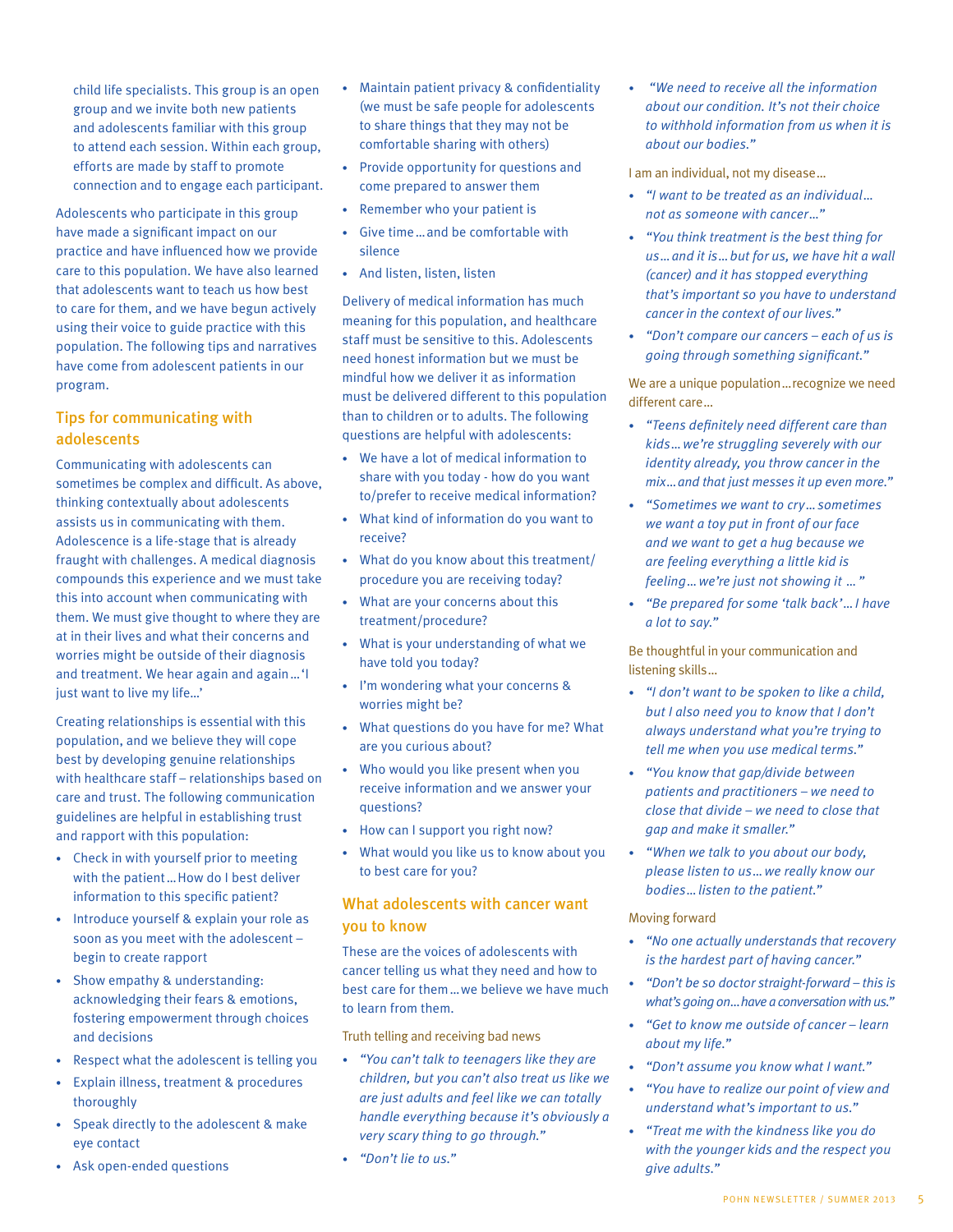child life specialists. This group is an open group and we invite both new patients and adolescents familiar with this group to attend each session. Within each group, efforts are made by staff to promote connection and to engage each participant.

Adolescents who participate in this group have made a significant impact on our practice and have influenced how we provide care to this population. We have also learned that adolescents want to teach us how best to care for them, and we have begun actively using their voice to guide practice with this population. The following tips and narratives have come from adolescent patients in our program.

## Tips for communicating with adolescents

Communicating with adolescents can sometimes be complex and difficult. As above, thinking contextually about adolescents assists us in communicating with them. Adolescence is a life-stage that is already fraught with challenges. A medical diagnosis compounds this experience and we must take this into account when communicating with them. We must give thought to where they are at in their lives and what their concerns and worries might be outside of their diagnosis and treatment. We hear again and again…'I just want to live my life…'

Creating relationships is essential with this population, and we believe they will cope best by developing genuine relationships with healthcare staff – relationships based on care and trust. The following communication guidelines are helpful in establishing trust and rapport with this population:

- Check in with yourself prior to meeting with the patient…How do I best deliver information to this specific patient?
- Introduce yourself & explain your role as soon as you meet with the adolescent – begin to create rapport
- Show empathy & understanding: acknowledging their fears & emotions, fostering empowerment through choices and decisions
- Respect what the adolescent is telling you
- Explain illness, treatment & procedures thoroughly
- Speak directly to the adolescent & make eye contact
- Ask open-ended questions
- Maintain patient privacy & confidentiality (we must be safe people for adolescents to share things that they may not be comfortable sharing with others)
- Provide opportunity for questions and come prepared to answer them
- Remember who your patient is
- Give time…and be comfortable with silence
- And listen, listen, listen

Delivery of medical information has much meaning for this population, and healthcare staff must be sensitive to this. Adolescents need honest information but we must be mindful how we deliver it as information must be delivered different to this population than to children or to adults. The following questions are helpful with adolescents:

- We have a lot of medical information to share with you today - how do you want to/prefer to receive medical information?
- What kind of information do you want to receive?
- What do you know about this treatment/procedure you are receiving today?
- What are your concerns about this treatment/procedure?
- What is your understanding of what we have told you today?
- I'm wondering what your concerns & worries might be?
- What questions do you have for me? What are you curious about?
- Who would you like present when you receive information and we answer your questions?
- How can I support you right now?
- What would you like us to know about you to best care for you?

## What adolescents with cancer want you to know

These are the voices of adolescents with cancer telling us what they need and how to best care for them…we believe we have much to learn from them.

### Truth telling and receiving bad news

- *"You can't talk to teenagers like they are children, but you can't also treat us like we are just adults and feel like we can totally handle everything because it's obviously a very scary thing to go through."*
- *"Don't lie to us."*
- *"We need to receive all the information about our condition. It's not their choice to withhold information from us when it is about our bodies."*

### I am an individual, not my disease…

- *"I want to be treated as an individual…not as someone with cancer…"*
- *"You think treatment is the best thing for us…and it is…but for us, we have hit a wall (cancer) and it has stopped everything that's important so you have to understand cancer in the context of our lives."*
- *"Don't compare our cancers – each of us is going through something significant."*

### We are a unique population…recognize we need different care…

- *"Teens definitely need different care than kids…we're struggling severely with our identity already, you throw cancer in the mix…and that just messes it up even more."*
- *"Sometimes we want to cry…sometimes we want a toy put in front of our face and we want to get a hug because we are feeling everything a little kid is feeling…we're just not showing it …"*
- *"Be prepared for some 'talk back'…I have a lot to say."*

### Be thoughtful in your communication and listening skills…

- *"I don't want to be spoken to like a child, but I also need you to know that I don't always understand what you're trying to tell me when you use medical terms."*
- *"You know that gap/divide between patients and practitioners – we need to close that divide – we need to close that gap and make it smaller."*
- *"When we talk to you about our body, please listen to us…we really know our bodies…listen to the patient."*

### Moving forward

- *"No one actually understands that recovery is the hardest part of having cancer."*
- *"Don't be so doctor straight-forward – this is what's going on…have a conversation with us."*
- *"Get to know me outside of cancer – learn about my life."*
- *"Don't assume you know what I want."*
- *"You have to realize our point of view and understand what's important to us."*
- *"Treat me with the kindness like you do with the younger kids and the respect you give adults."*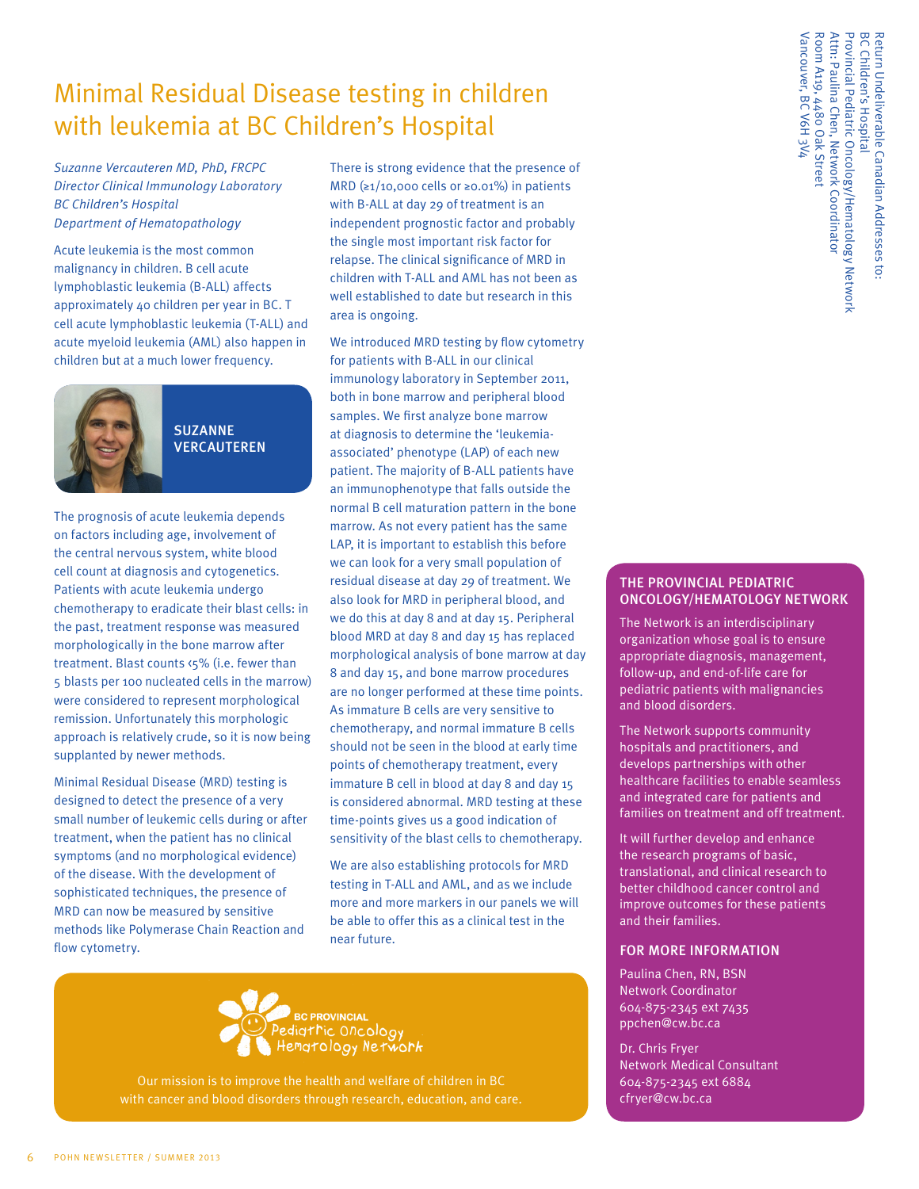# Minimal Residual Disease testing in children with leukemia at BC Children's Hospital

*Suzanne Vercauteren MD, PhD, FRCPC*
*Director Clinical Immunology Laboratory*
*BC Children's Hospital*
*Department of Hematopathology*

Acute leukemia is the most common malignancy in children. B cell acute lymphoblastic leukemia (B-ALL) affects approximately 40 children per year in BC. T cell acute lymphoblastic leukemia (T-ALL) and acute myeloid leukemia (AML) also happen in children but at a much lower frequency.

**SUZANNE VERCAUTEREN**

The prognosis of acute leukemia depends on factors including age, involvement of the central nervous system, white blood cell count at diagnosis and cytogenetics. Patients with acute leukemia undergo chemotherapy to eradicate their blast cells: in the past, treatment response was measured morphologically in the bone marrow after treatment. Blast counts <5% (i.e. fewer than 5 blasts per 100 nucleated cells in the marrow) were considered to represent morphological remission. Unfortunately this morphologic approach is relatively crude, so it is now being supplanted by newer methods.

Minimal Residual Disease (MRD) testing is designed to detect the presence of a very small number of leukemic cells during or after treatment, when the patient has no clinical symptoms (and no morphological evidence) of the disease. With the development of sophisticated techniques, the presence of MRD can now be measured by sensitive methods like Polymerase Chain Reaction and flow cytometry.

There is strong evidence that the presence of MRD (≥1/10,000 cells or ≥0.01%) in patients with B-ALL at day 29 of treatment is an independent prognostic factor and probably the single most important risk factor for relapse. The clinical significance of MRD in children with T-ALL and AML has not been as well established to date but research in this area is ongoing.

We introduced MRD testing by flow cytometry for patients with B-ALL in our clinical immunology laboratory in September 2011, both in bone marrow and peripheral blood samples. We first analyze bone marrow at diagnosis to determine the 'leukemia-associated' phenotype (LAP) of each new patient. The majority of B-ALL patients have an immunophenotype that falls outside the normal B cell maturation pattern in the bone marrow. As not every patient has the same LAP, it is important to establish this before we can look for a very small population of residual disease at day 29 of treatment. We also look for MRD in peripheral blood, and we do this at day 8 and at day 15. Peripheral blood MRD at day 8 and day 15 has replaced morphological analysis of bone marrow at day 8 and day 15, and bone marrow procedures are no longer performed at these time points. As immature B cells are very sensitive to chemotherapy, and normal immature B cells should not be seen in the blood at early time points of chemotherapy treatment, every immature B cell in blood at day 8 and day 15 is considered abnormal. MRD testing at these time-points gives us a good indication of sensitivity of the blast cells to chemotherapy.

We are also establishing protocols for MRD testing in T-ALL and AML, and as we include more and more markers in our panels we will be able to offer this as a clinical test in the near future.

BC PROVINCIAL Pediatric Oncology Hematology Network

Our mission is to improve the health and welfare of children in BC with cancer and blood disorders through research, education, and care.

## THE PROVINCIAL PEDIATRIC ONCOLOGY/HEMATOLOGY NETWORK

The Network is an interdisciplinary organization whose goal is to ensure appropriate diagnosis, management, follow-up, and end-of-life care for pediatric patients with malignancies and blood disorders.

The Network supports community hospitals and practitioners, and develops partnerships with other healthcare facilities to enable seamless and integrated care for patients and families on treatment and off treatment.

It will further develop and enhance the research programs of basic, translational, and clinical research to better childhood cancer control and improve outcomes for these patients and their families.

## FOR MORE INFORMATION

Paulina Chen, RN, BSN
Network Coordinator
604-875-2345 ext 7435
ppchen@cw.bc.ca

Dr. Chris Fryer
Network Medical Consultant
604-875-2345 ext 6884
cfryer@cw.bc.ca

Return Undeliverable Canadian Addresses to:
BC Children's Hospital
Provincial Pediatric Oncology/Hematology Network
Attn: Paulina Chen, Network Coordinator
Room A119, 4480 Oak Street
Vancouver, BC V6H 3V4